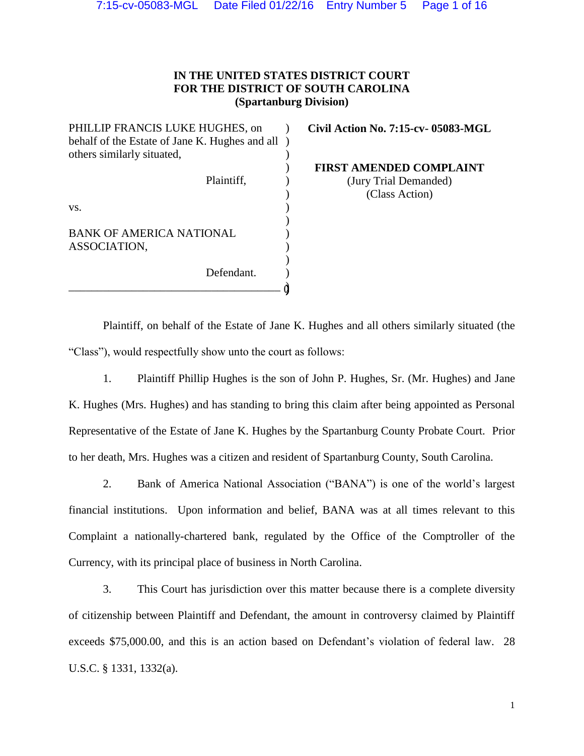**IN THE UNITED STATES DISTRICT COURT**
**FOR THE DISTRICT OF SOUTH CAROLINA**
**(Spartanburg Division)**

| | |
|---|---|
| PHILLIP FRANCIS LUKE HUGHES, on behalf of the Estate of Jane K. Hughes and all others similarly situated, | **Civil Action No. 7:15-cv- 05083-MGL** |
| Plaintiff, | **FIRST AMENDED COMPLAINT** (Jury Trial Demanded) (Class Action) |
| vs. | |
| BANK OF AMERICA NATIONAL ASSOCIATION, | |
| Defendant. | |

Plaintiff, on behalf of the Estate of Jane K. Hughes and all others similarly situated (the "Class"), would respectfully show unto the court as follows:

1. Plaintiff Phillip Hughes is the son of John P. Hughes, Sr. (Mr. Hughes) and Jane K. Hughes (Mrs. Hughes) and has standing to bring this claim after being appointed as Personal Representative of the Estate of Jane K. Hughes by the Spartanburg County Probate Court. Prior to her death, Mrs. Hughes was a citizen and resident of Spartanburg County, South Carolina.

2. Bank of America National Association ("BANA") is one of the world's largest financial institutions. Upon information and belief, BANA was at all times relevant to this Complaint a nationally-chartered bank, regulated by the Office of the Comptroller of the Currency, with its principal place of business in North Carolina.

3. This Court has jurisdiction over this matter because there is a complete diversity of citizenship between Plaintiff and Defendant, the amount in controversy claimed by Plaintiff exceeds $75,000.00, and this is an action based on Defendant's violation of federal law. 28 U.S.C. § 1331, 1332(a).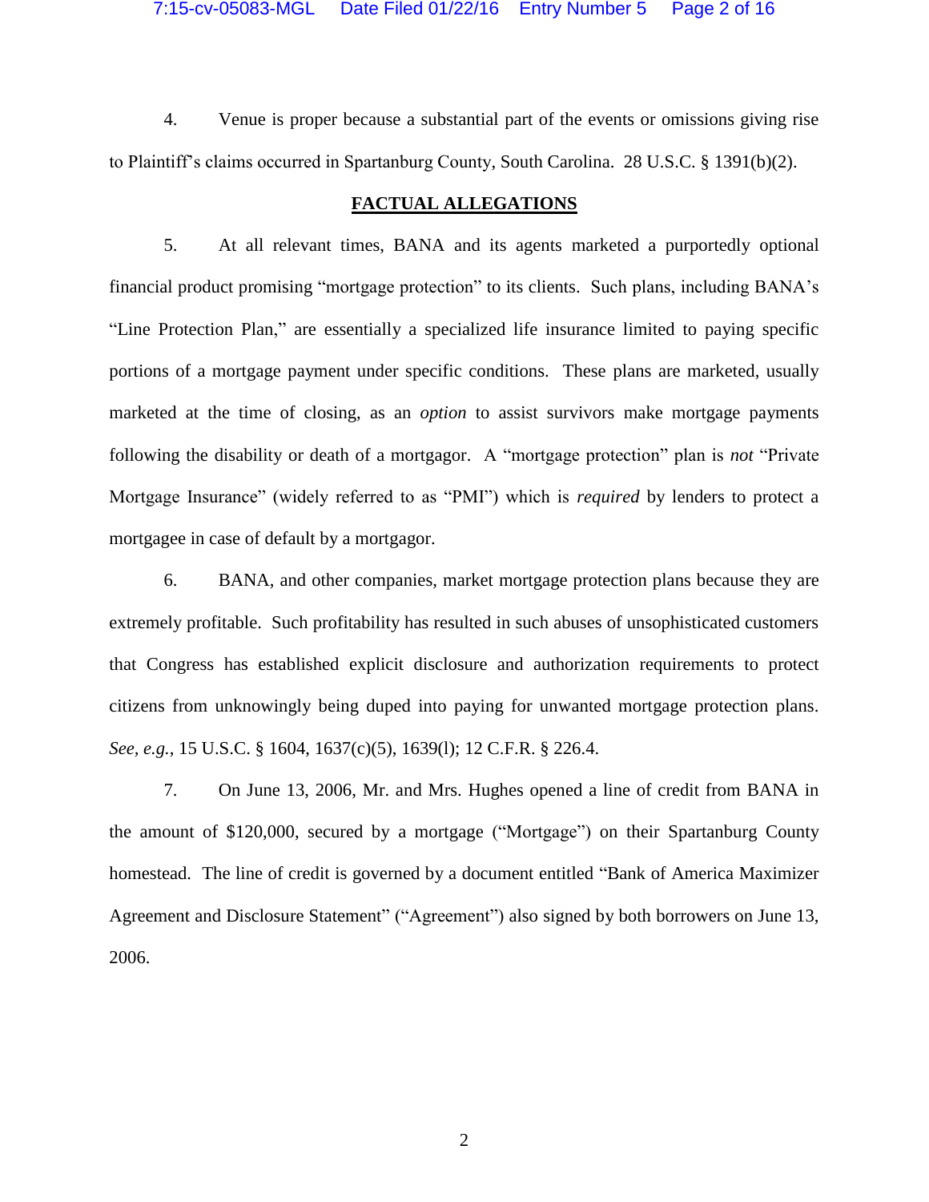4. Venue is proper because a substantial part of the events or omissions giving rise to Plaintiff's claims occurred in Spartanburg County, South Carolina. 28 U.S.C. § 1391(b)(2).

## FACTUAL ALLEGATIONS

5. At all relevant times, BANA and its agents marketed a purportedly optional financial product promising "mortgage protection" to its clients. Such plans, including BANA's "Line Protection Plan," are essentially a specialized life insurance limited to paying specific portions of a mortgage payment under specific conditions. These plans are marketed, usually marketed at the time of closing, as an *option* to assist survivors make mortgage payments following the disability or death of a mortgagor. A "mortgage protection" plan is *not* "Private Mortgage Insurance" (widely referred to as "PMI") which is *required* by lenders to protect a mortgagee in case of default by a mortgagor.

6. BANA, and other companies, market mortgage protection plans because they are extremely profitable. Such profitability has resulted in such abuses of unsophisticated customers that Congress has established explicit disclosure and authorization requirements to protect citizens from unknowingly being duped into paying for unwanted mortgage protection plans. *See, e.g.*, 15 U.S.C. § 1604, 1637(c)(5), 1639(l); 12 C.F.R. § 226.4.

7. On June 13, 2006, Mr. and Mrs. Hughes opened a line of credit from BANA in the amount of $120,000, secured by a mortgage ("Mortgage") on their Spartanburg County homestead. The line of credit is governed by a document entitled "Bank of America Maximizer Agreement and Disclosure Statement" ("Agreement") also signed by both borrowers on June 13, 2006.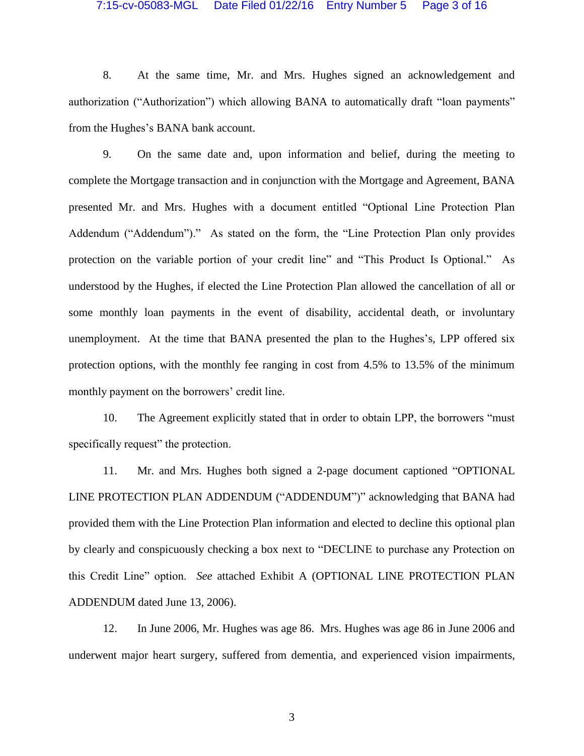8. At the same time, Mr. and Mrs. Hughes signed an acknowledgement and authorization ("Authorization") which allowing BANA to automatically draft "loan payments" from the Hughes's BANA bank account.

9. On the same date and, upon information and belief, during the meeting to complete the Mortgage transaction and in conjunction with the Mortgage and Agreement, BANA presented Mr. and Mrs. Hughes with a document entitled "Optional Line Protection Plan Addendum ("Addendum")." As stated on the form, the "Line Protection Plan only provides protection on the variable portion of your credit line" and "This Product Is Optional." As understood by the Hughes, if elected the Line Protection Plan allowed the cancellation of all or some monthly loan payments in the event of disability, accidental death, or involuntary unemployment. At the time that BANA presented the plan to the Hughes's, LPP offered six protection options, with the monthly fee ranging in cost from 4.5% to 13.5% of the minimum monthly payment on the borrowers' credit line.

10. The Agreement explicitly stated that in order to obtain LPP, the borrowers "must specifically request" the protection.

11. Mr. and Mrs. Hughes both signed a 2-page document captioned "OPTIONAL LINE PROTECTION PLAN ADDENDUM ("ADDENDUM")" acknowledging that BANA had provided them with the Line Protection Plan information and elected to decline this optional plan by clearly and conspicuously checking a box next to "DECLINE to purchase any Protection on this Credit Line" option. *See* attached Exhibit A (OPTIONAL LINE PROTECTION PLAN ADDENDUM dated June 13, 2006).

12. In June 2006, Mr. Hughes was age 86. Mrs. Hughes was age 86 in June 2006 and underwent major heart surgery, suffered from dementia, and experienced vision impairments,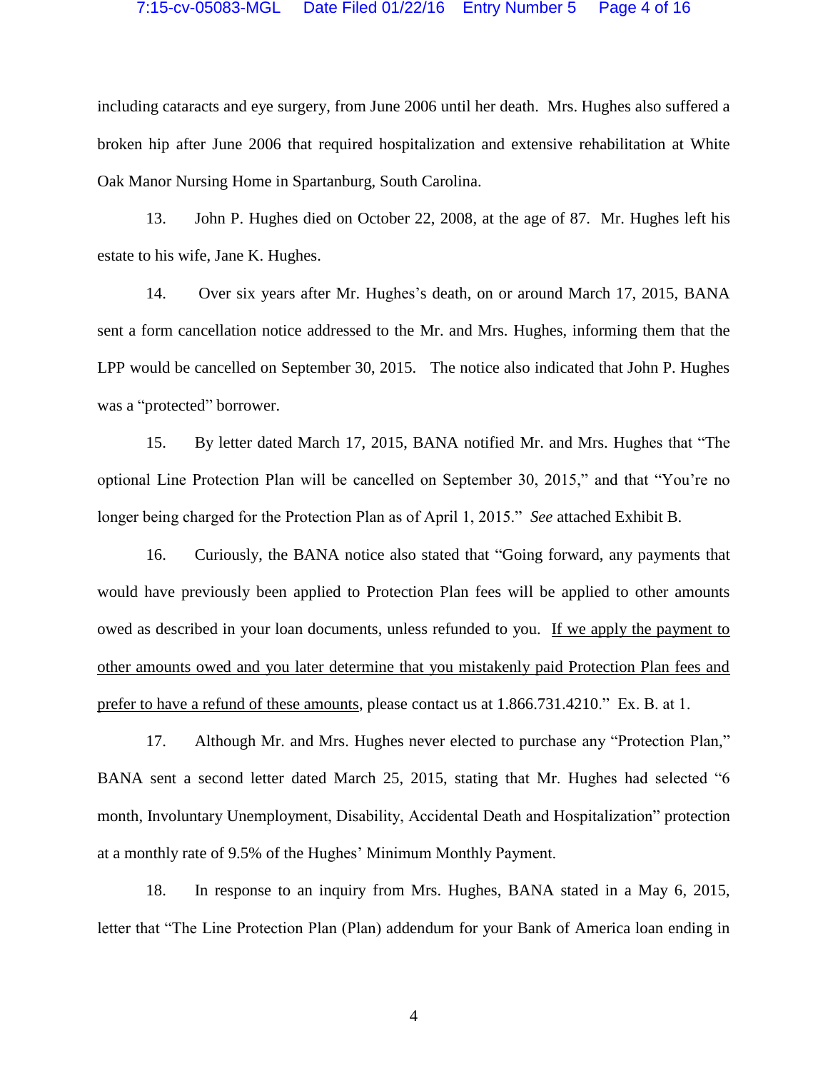including cataracts and eye surgery, from June 2006 until her death. Mrs. Hughes also suffered a broken hip after June 2006 that required hospitalization and extensive rehabilitation at White Oak Manor Nursing Home in Spartanburg, South Carolina.

13. John P. Hughes died on October 22, 2008, at the age of 87. Mr. Hughes left his estate to his wife, Jane K. Hughes.

14. Over six years after Mr. Hughes's death, on or around March 17, 2015, BANA sent a form cancellation notice addressed to the Mr. and Mrs. Hughes, informing them that the LPP would be cancelled on September 30, 2015. The notice also indicated that John P. Hughes was a "protected" borrower.

15. By letter dated March 17, 2015, BANA notified Mr. and Mrs. Hughes that "The optional Line Protection Plan will be cancelled on September 30, 2015," and that "You're no longer being charged for the Protection Plan as of April 1, 2015." *See* attached Exhibit B.

16. Curiously, the BANA notice also stated that "Going forward, any payments that would have previously been applied to Protection Plan fees will be applied to other amounts owed as described in your loan documents, unless refunded to you. <u>If we apply the payment to other amounts owed and you later determine that you mistakenly paid Protection Plan fees and prefer to have a refund of these amounts</u>, please contact us at 1.866.731.4210." Ex. B. at 1.

17. Although Mr. and Mrs. Hughes never elected to purchase any "Protection Plan," BANA sent a second letter dated March 25, 2015, stating that Mr. Hughes had selected "6 month, Involuntary Unemployment, Disability, Accidental Death and Hospitalization" protection at a monthly rate of 9.5% of the Hughes' Minimum Monthly Payment.

18. In response to an inquiry from Mrs. Hughes, BANA stated in a May 6, 2015, letter that "The Line Protection Plan (Plan) addendum for your Bank of America loan ending in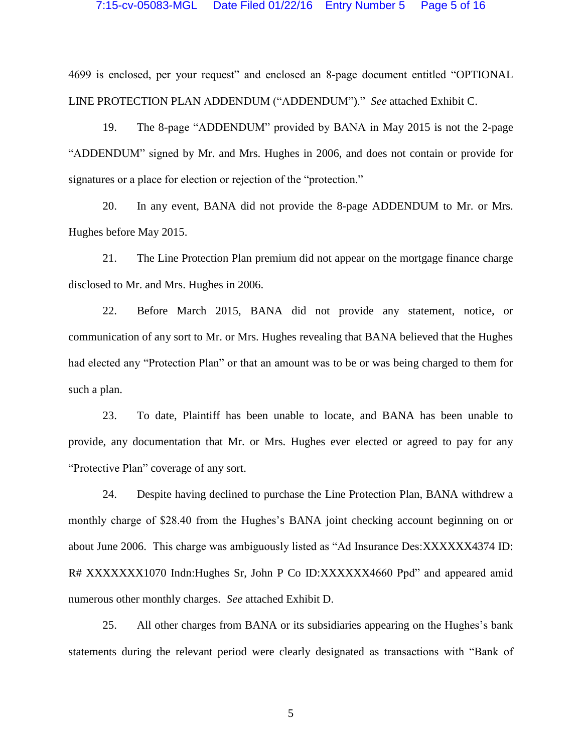4699 is enclosed, per your request" and enclosed an 8-page document entitled "OPTIONAL LINE PROTECTION PLAN ADDENDUM ("ADDENDUM")." *See* attached Exhibit C.

19. The 8-page "ADDENDUM" provided by BANA in May 2015 is not the 2-page "ADDENDUM" signed by Mr. and Mrs. Hughes in 2006, and does not contain or provide for signatures or a place for election or rejection of the "protection."

20. In any event, BANA did not provide the 8-page ADDENDUM to Mr. or Mrs. Hughes before May 2015.

21. The Line Protection Plan premium did not appear on the mortgage finance charge disclosed to Mr. and Mrs. Hughes in 2006.

22. Before March 2015, BANA did not provide any statement, notice, or communication of any sort to Mr. or Mrs. Hughes revealing that BANA believed that the Hughes had elected any "Protection Plan" or that an amount was to be or was being charged to them for such a plan.

23. To date, Plaintiff has been unable to locate, and BANA has been unable to provide, any documentation that Mr. or Mrs. Hughes ever elected or agreed to pay for any "Protective Plan" coverage of any sort.

24. Despite having declined to purchase the Line Protection Plan, BANA withdrew a monthly charge of $28.40 from the Hughes's BANA joint checking account beginning on or about June 2006. This charge was ambiguously listed as "Ad Insurance Des:XXXXXX4374 ID: R# XXXXXXX1070 Indn:Hughes Sr, John P Co ID:XXXXXX4660 Ppd" and appeared amid numerous other monthly charges. *See* attached Exhibit D.

25. All other charges from BANA or its subsidiaries appearing on the Hughes's bank statements during the relevant period were clearly designated as transactions with "Bank of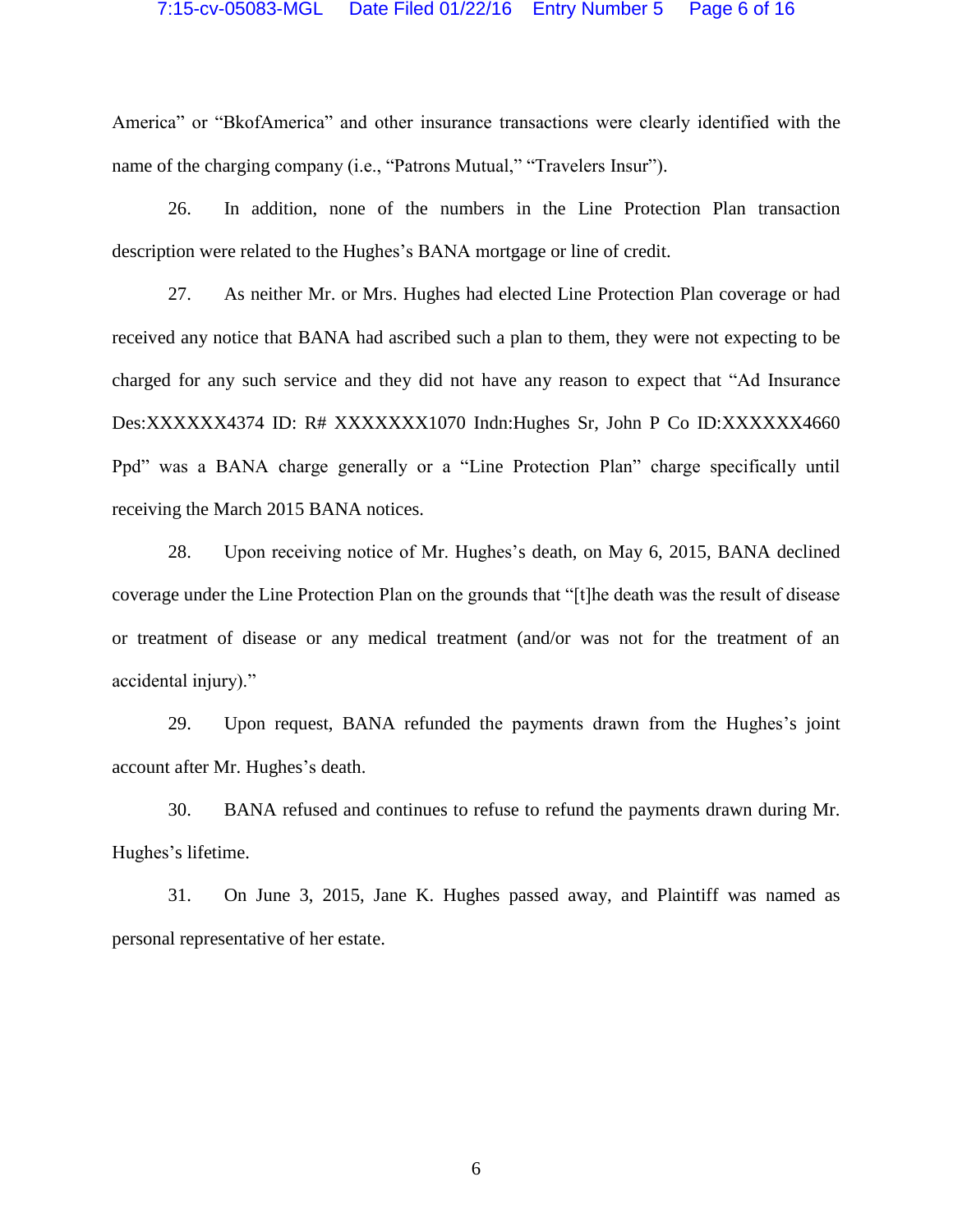America" or "BkofAmerica" and other insurance transactions were clearly identified with the name of the charging company (i.e., "Patrons Mutual," "Travelers Insur").

26. In addition, none of the numbers in the Line Protection Plan transaction description were related to the Hughes's BANA mortgage or line of credit.

27. As neither Mr. or Mrs. Hughes had elected Line Protection Plan coverage or had received any notice that BANA had ascribed such a plan to them, they were not expecting to be charged for any such service and they did not have any reason to expect that "Ad Insurance Des:XXXXXX4374 ID: R# XXXXXXX1070 Indn:Hughes Sr, John P Co ID:XXXXXX4660 Ppd" was a BANA charge generally or a "Line Protection Plan" charge specifically until receiving the March 2015 BANA notices.

28. Upon receiving notice of Mr. Hughes's death, on May 6, 2015, BANA declined coverage under the Line Protection Plan on the grounds that "[t]he death was the result of disease or treatment of disease or any medical treatment (and/or was not for the treatment of an accidental injury)."

29. Upon request, BANA refunded the payments drawn from the Hughes's joint account after Mr. Hughes's death.

30. BANA refused and continues to refuse to refund the payments drawn during Mr. Hughes's lifetime.

31. On June 3, 2015, Jane K. Hughes passed away, and Plaintiff was named as personal representative of her estate.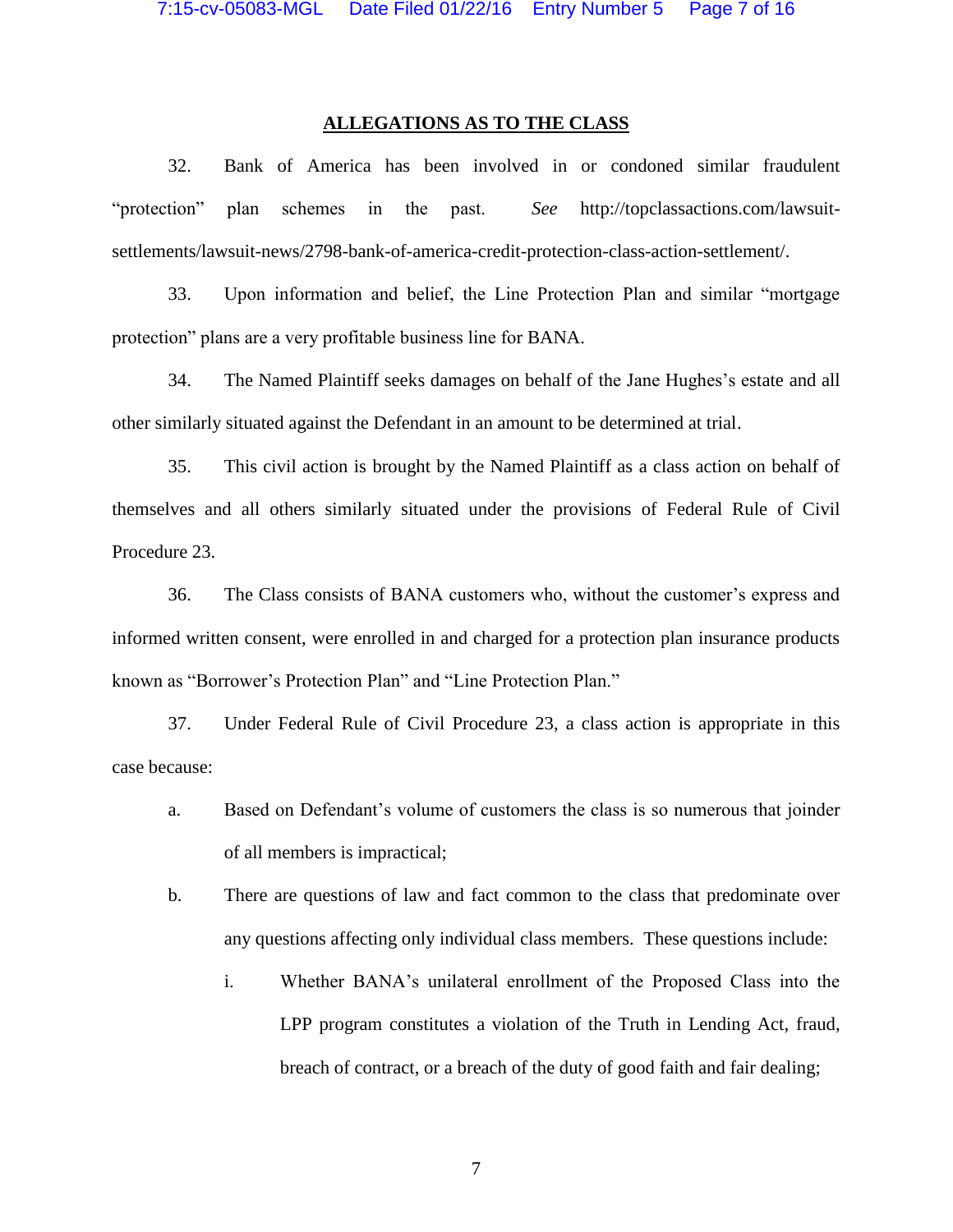## ALLEGATIONS AS TO THE CLASS

32. Bank of America has been involved in or condoned similar fraudulent "protection" plan schemes in the past. *See* http://topclassactions.com/lawsuit-settlements/lawsuit-news/2798-bank-of-america-credit-protection-class-action-settlement/.

33. Upon information and belief, the Line Protection Plan and similar "mortgage protection" plans are a very profitable business line for BANA.

34. The Named Plaintiff seeks damages on behalf of the Jane Hughes's estate and all other similarly situated against the Defendant in an amount to be determined at trial.

35. This civil action is brought by the Named Plaintiff as a class action on behalf of themselves and all others similarly situated under the provisions of Federal Rule of Civil Procedure 23.

36. The Class consists of BANA customers who, without the customer's express and informed written consent, were enrolled in and charged for a protection plan insurance products known as "Borrower's Protection Plan" and "Line Protection Plan."

37. Under Federal Rule of Civil Procedure 23, a class action is appropriate in this case because:

a. Based on Defendant's volume of customers the class is so numerous that joinder of all members is impractical;

b. There are questions of law and fact common to the class that predominate over any questions affecting only individual class members. These questions include:

   i. Whether BANA's unilateral enrollment of the Proposed Class into the LPP program constitutes a violation of the Truth in Lending Act, fraud, breach of contract, or a breach of the duty of good faith and fair dealing;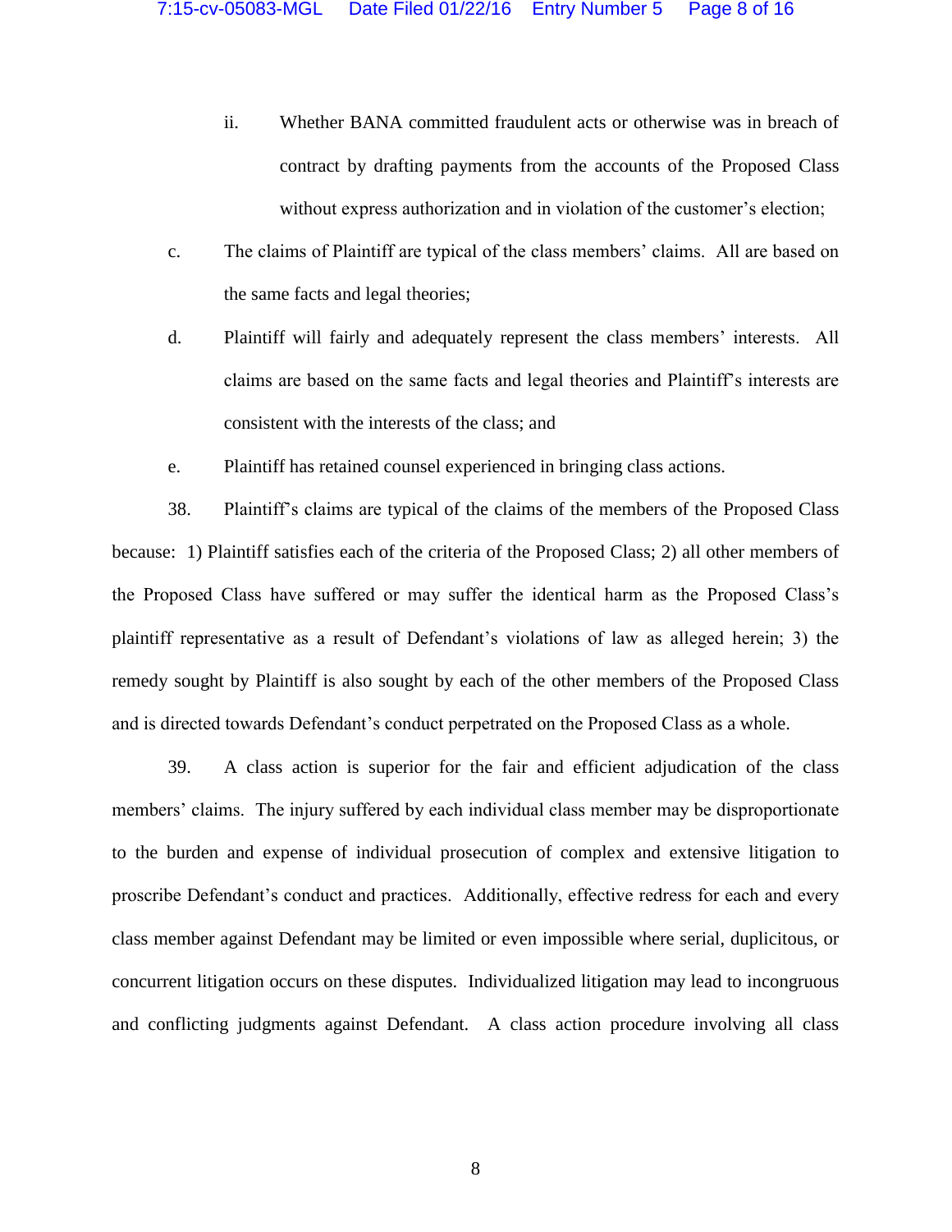ii. Whether BANA committed fraudulent acts or otherwise was in breach of contract by drafting payments from the accounts of the Proposed Class without express authorization and in violation of the customer's election;

c. The claims of Plaintiff are typical of the class members' claims. All are based on the same facts and legal theories;

d. Plaintiff will fairly and adequately represent the class members' interests. All claims are based on the same facts and legal theories and Plaintiff's interests are consistent with the interests of the class; and

e. Plaintiff has retained counsel experienced in bringing class actions.

38. Plaintiff's claims are typical of the claims of the members of the Proposed Class because: 1) Plaintiff satisfies each of the criteria of the Proposed Class; 2) all other members of the Proposed Class have suffered or may suffer the identical harm as the Proposed Class's plaintiff representative as a result of Defendant's violations of law as alleged herein; 3) the remedy sought by Plaintiff is also sought by each of the other members of the Proposed Class and is directed towards Defendant's conduct perpetrated on the Proposed Class as a whole.

39. A class action is superior for the fair and efficient adjudication of the class members' claims. The injury suffered by each individual class member may be disproportionate to the burden and expense of individual prosecution of complex and extensive litigation to proscribe Defendant's conduct and practices. Additionally, effective redress for each and every class member against Defendant may be limited or even impossible where serial, duplicitous, or concurrent litigation occurs on these disputes. Individualized litigation may lead to incongruous and conflicting judgments against Defendant. A class action procedure involving all class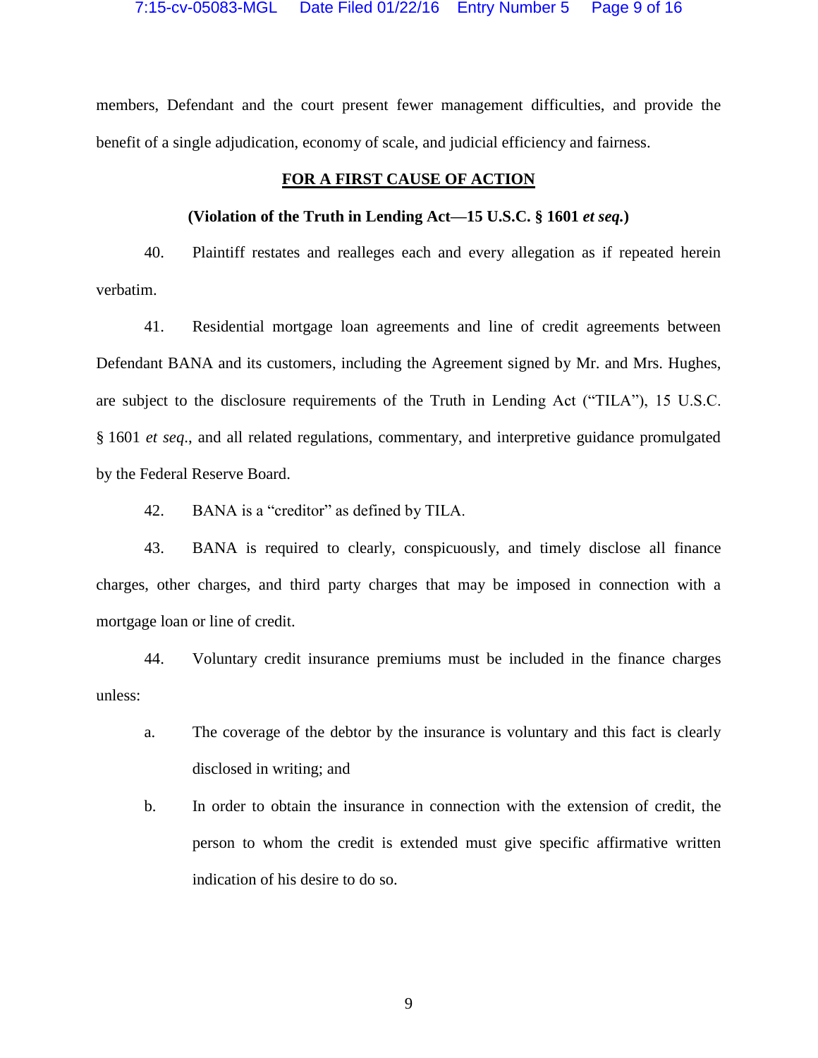members, Defendant and the court present fewer management difficulties, and provide the benefit of a single adjudication, economy of scale, and judicial efficiency and fairness.

## <u>**FOR A FIRST CAUSE OF ACTION**</u>

**(Violation of the Truth in Lending Act—15 U.S.C. § 1601 *et seq.*)**

40. Plaintiff restates and realleges each and every allegation as if repeated herein verbatim.

41. Residential mortgage loan agreements and line of credit agreements between Defendant BANA and its customers, including the Agreement signed by Mr. and Mrs. Hughes, are subject to the disclosure requirements of the Truth in Lending Act ("TILA"), 15 U.S.C. § 1601 *et seq*., and all related regulations, commentary, and interpretive guidance promulgated by the Federal Reserve Board.

42. BANA is a "creditor" as defined by TILA.

43. BANA is required to clearly, conspicuously, and timely disclose all finance charges, other charges, and third party charges that may be imposed in connection with a mortgage loan or line of credit.

44. Voluntary credit insurance premiums must be included in the finance charges unless:

a. The coverage of the debtor by the insurance is voluntary and this fact is clearly disclosed in writing; and

b. In order to obtain the insurance in connection with the extension of credit, the person to whom the credit is extended must give specific affirmative written indication of his desire to do so.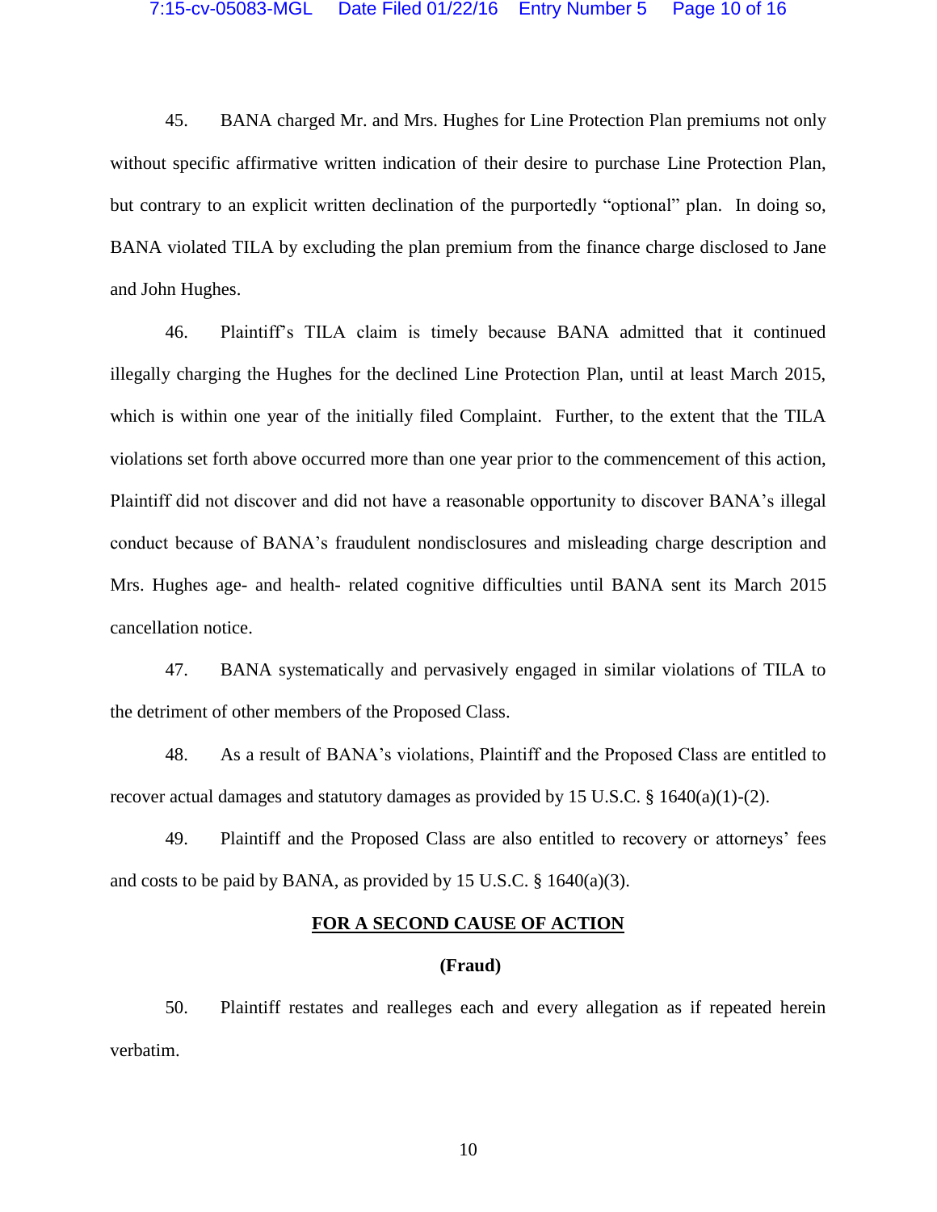45. BANA charged Mr. and Mrs. Hughes for Line Protection Plan premiums not only without specific affirmative written indication of their desire to purchase Line Protection Plan, but contrary to an explicit written declination of the purportedly "optional" plan. In doing so, BANA violated TILA by excluding the plan premium from the finance charge disclosed to Jane and John Hughes.

46. Plaintiff's TILA claim is timely because BANA admitted that it continued illegally charging the Hughes for the declined Line Protection Plan, until at least March 2015, which is within one year of the initially filed Complaint. Further, to the extent that the TILA violations set forth above occurred more than one year prior to the commencement of this action, Plaintiff did not discover and did not have a reasonable opportunity to discover BANA's illegal conduct because of BANA's fraudulent nondisclosures and misleading charge description and Mrs. Hughes age- and health- related cognitive difficulties until BANA sent its March 2015 cancellation notice.

47. BANA systematically and pervasively engaged in similar violations of TILA to the detriment of other members of the Proposed Class.

48. As a result of BANA's violations, Plaintiff and the Proposed Class are entitled to recover actual damages and statutory damages as provided by 15 U.S.C. § 1640(a)(1)-(2).

49. Plaintiff and the Proposed Class are also entitled to recovery or attorneys' fees and costs to be paid by BANA, as provided by 15 U.S.C. § 1640(a)(3).

## FOR A SECOND CAUSE OF ACTION

### (Fraud)

50. Plaintiff restates and realleges each and every allegation as if repeated herein verbatim.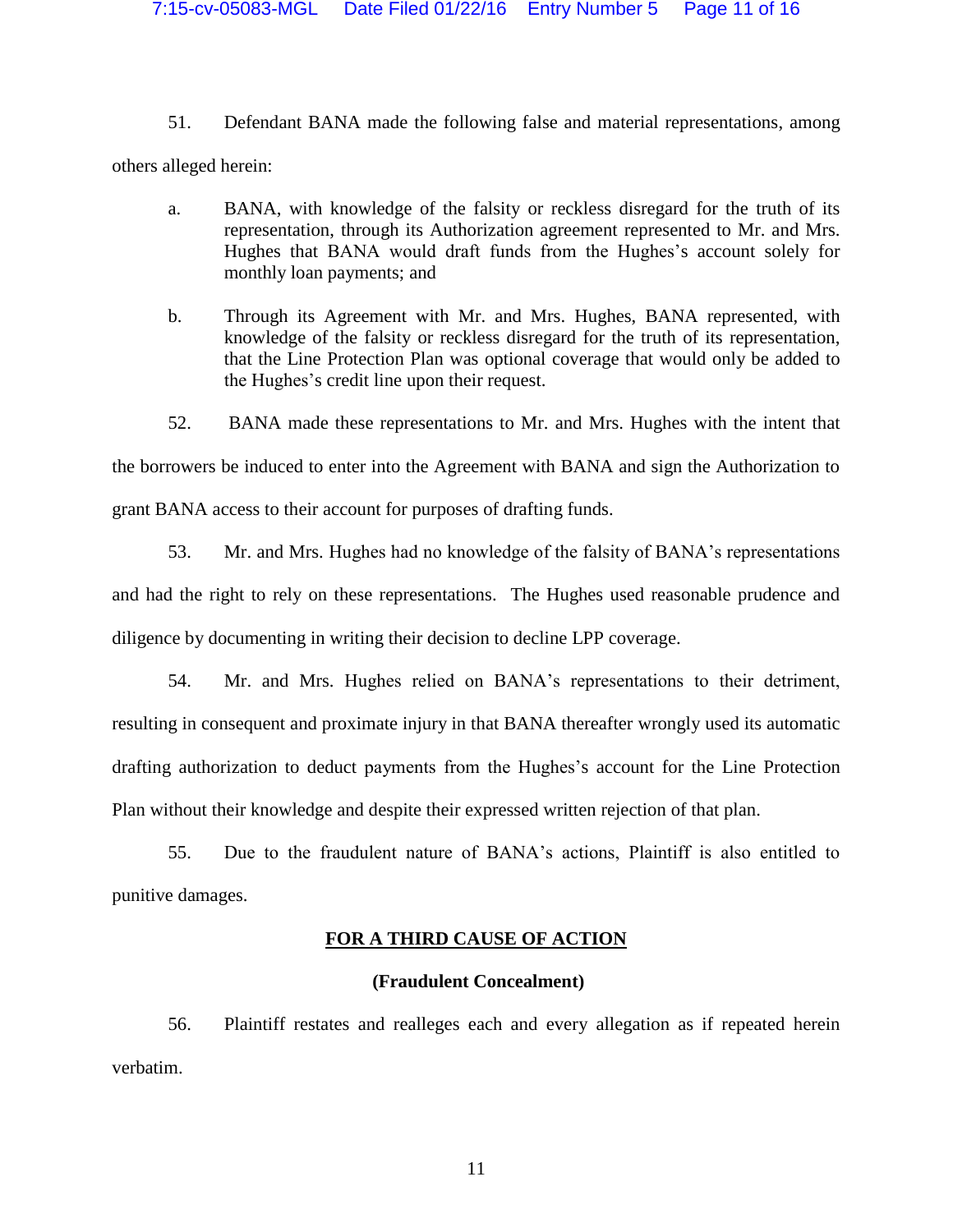51. Defendant BANA made the following false and material representations, among others alleged herein:

a. BANA, with knowledge of the falsity or reckless disregard for the truth of its representation, through its Authorization agreement represented to Mr. and Mrs. Hughes that BANA would draft funds from the Hughes's account solely for monthly loan payments; and

b. Through its Agreement with Mr. and Mrs. Hughes, BANA represented, with knowledge of the falsity or reckless disregard for the truth of its representation, that the Line Protection Plan was optional coverage that would only be added to the Hughes's credit line upon their request.

52. BANA made these representations to Mr. and Mrs. Hughes with the intent that the borrowers be induced to enter into the Agreement with BANA and sign the Authorization to grant BANA access to their account for purposes of drafting funds.

53. Mr. and Mrs. Hughes had no knowledge of the falsity of BANA's representations and had the right to rely on these representations. The Hughes used reasonable prudence and diligence by documenting in writing their decision to decline LPP coverage.

54. Mr. and Mrs. Hughes relied on BANA's representations to their detriment, resulting in consequent and proximate injury in that BANA thereafter wrongly used its automatic drafting authorization to deduct payments from the Hughes's account for the Line Protection Plan without their knowledge and despite their expressed written rejection of that plan.

55. Due to the fraudulent nature of BANA's actions, Plaintiff is also entitled to punitive damages.

## FOR A THIRD CAUSE OF ACTION

### (Fraudulent Concealment)

56. Plaintiff restates and realleges each and every allegation as if repeated herein verbatim.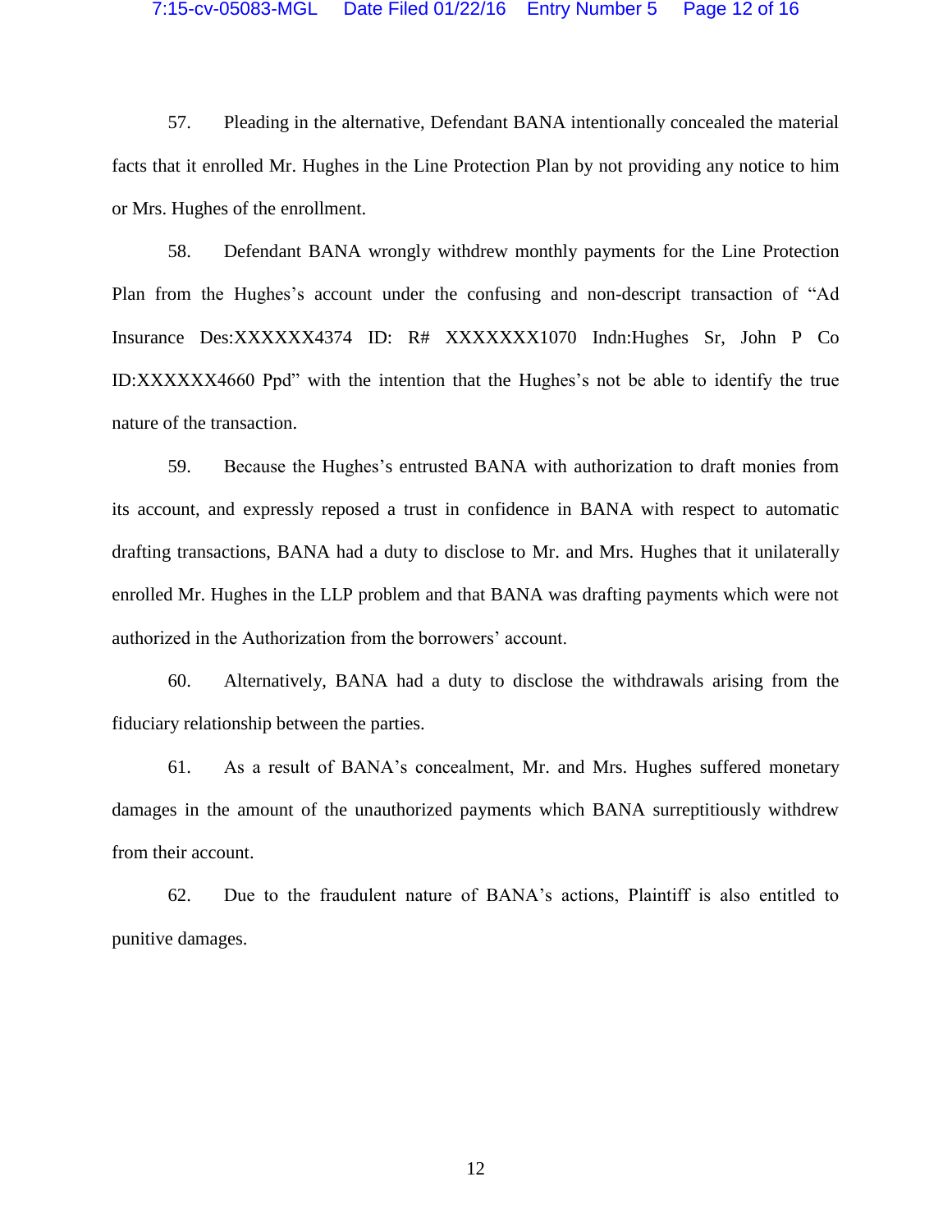57. Pleading in the alternative, Defendant BANA intentionally concealed the material facts that it enrolled Mr. Hughes in the Line Protection Plan by not providing any notice to him or Mrs. Hughes of the enrollment.

58. Defendant BANA wrongly withdrew monthly payments for the Line Protection Plan from the Hughes's account under the confusing and non-descript transaction of "Ad Insurance Des:XXXXXX4374 ID: R# XXXXXXX1070 Indn:Hughes Sr, John P Co ID:XXXXXX4660 Ppd" with the intention that the Hughes's not be able to identify the true nature of the transaction.

59. Because the Hughes's entrusted BANA with authorization to draft monies from its account, and expressly reposed a trust in confidence in BANA with respect to automatic drafting transactions, BANA had a duty to disclose to Mr. and Mrs. Hughes that it unilaterally enrolled Mr. Hughes in the LLP problem and that BANA was drafting payments which were not authorized in the Authorization from the borrowers' account.

60. Alternatively, BANA had a duty to disclose the withdrawals arising from the fiduciary relationship between the parties.

61. As a result of BANA's concealment, Mr. and Mrs. Hughes suffered monetary damages in the amount of the unauthorized payments which BANA surreptitiously withdrew from their account.

62. Due to the fraudulent nature of BANA's actions, Plaintiff is also entitled to punitive damages.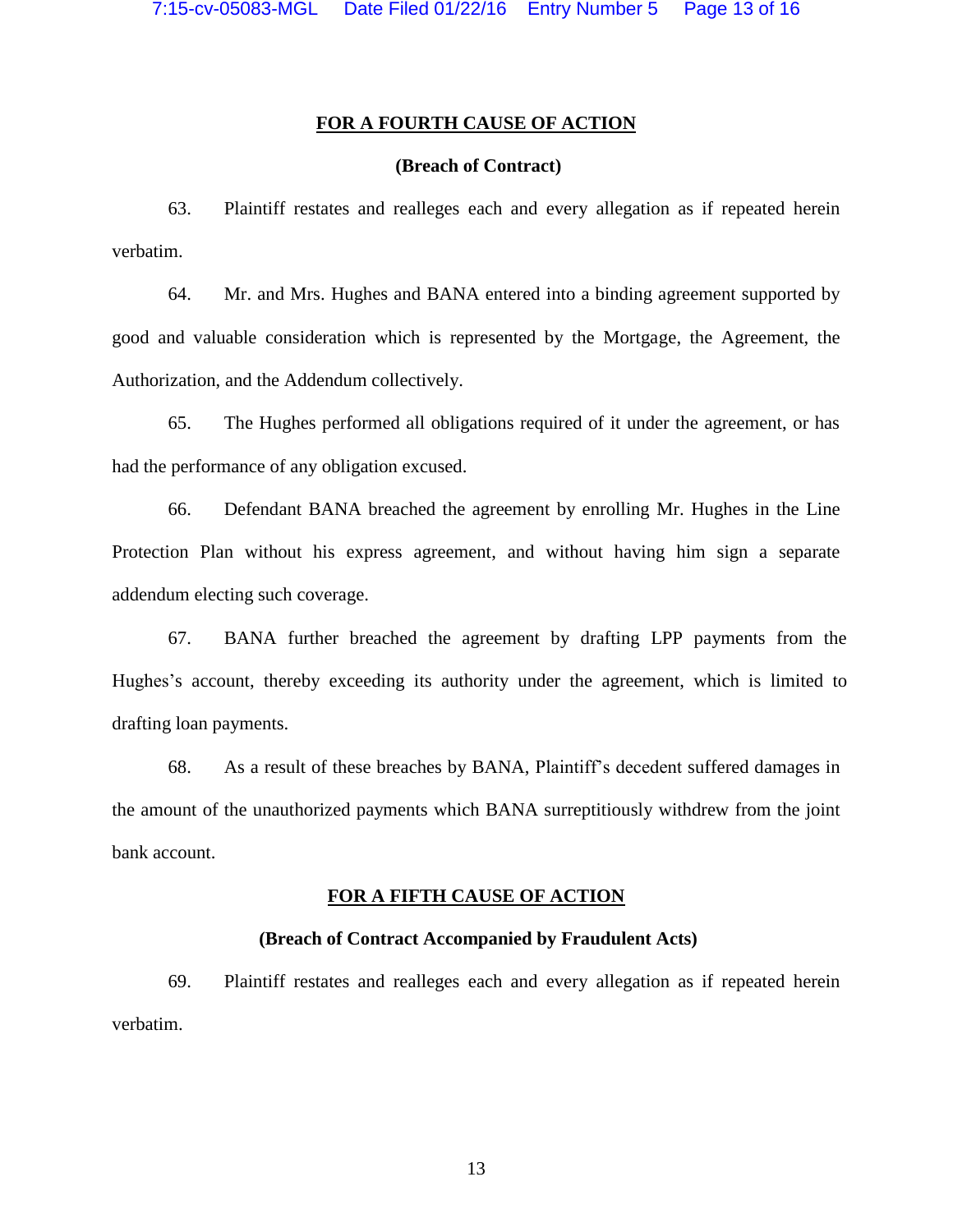**FOR A FOURTH CAUSE OF ACTION**

**(Breach of Contract)**

63. Plaintiff restates and realleges each and every allegation as if repeated herein verbatim.

64. Mr. and Mrs. Hughes and BANA entered into a binding agreement supported by good and valuable consideration which is represented by the Mortgage, the Agreement, the Authorization, and the Addendum collectively.

65. The Hughes performed all obligations required of it under the agreement, or has had the performance of any obligation excused.

66. Defendant BANA breached the agreement by enrolling Mr. Hughes in the Line Protection Plan without his express agreement, and without having him sign a separate addendum electing such coverage.

67. BANA further breached the agreement by drafting LPP payments from the Hughes's account, thereby exceeding its authority under the agreement, which is limited to drafting loan payments.

68. As a result of these breaches by BANA, Plaintiff's decedent suffered damages in the amount of the unauthorized payments which BANA surreptitiously withdrew from the joint bank account.

**FOR A FIFTH CAUSE OF ACTION**

**(Breach of Contract Accompanied by Fraudulent Acts)**

69. Plaintiff restates and realleges each and every allegation as if repeated herein verbatim.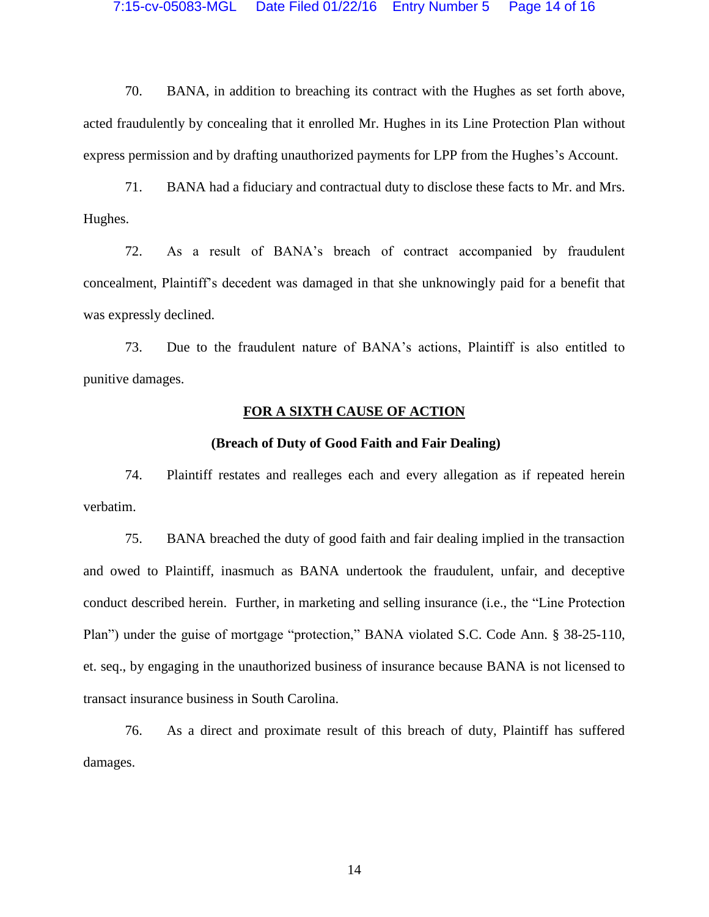70. BANA, in addition to breaching its contract with the Hughes as set forth above, acted fraudulently by concealing that it enrolled Mr. Hughes in its Line Protection Plan without express permission and by drafting unauthorized payments for LPP from the Hughes's Account.

71. BANA had a fiduciary and contractual duty to disclose these facts to Mr. and Mrs. Hughes.

72. As a result of BANA's breach of contract accompanied by fraudulent concealment, Plaintiff's decedent was damaged in that she unknowingly paid for a benefit that was expressly declined.

73. Due to the fraudulent nature of BANA's actions, Plaintiff is also entitled to punitive damages.

**FOR A SIXTH CAUSE OF ACTION**

**(Breach of Duty of Good Faith and Fair Dealing)**

74. Plaintiff restates and realleges each and every allegation as if repeated herein verbatim.

75. BANA breached the duty of good faith and fair dealing implied in the transaction and owed to Plaintiff, inasmuch as BANA undertook the fraudulent, unfair, and deceptive conduct described herein. Further, in marketing and selling insurance (i.e., the "Line Protection Plan") under the guise of mortgage "protection," BANA violated S.C. Code Ann. § 38-25-110, et. seq., by engaging in the unauthorized business of insurance because BANA is not licensed to transact insurance business in South Carolina.

76. As a direct and proximate result of this breach of duty, Plaintiff has suffered damages.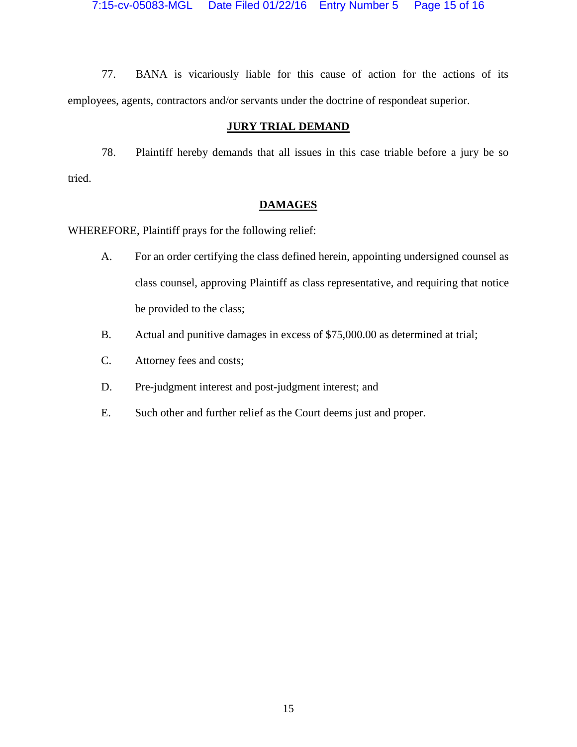77. BANA is vicariously liable for this cause of action for the actions of its employees, agents, contractors and/or servants under the doctrine of respondeat superior.

## JURY TRIAL DEMAND

78. Plaintiff hereby demands that all issues in this case triable before a jury be so tried.

## DAMAGES

WHEREFORE, Plaintiff prays for the following relief:

A. For an order certifying the class defined herein, appointing undersigned counsel as class counsel, approving Plaintiff as class representative, and requiring that notice be provided to the class;

B. Actual and punitive damages in excess of $75,000.00 as determined at trial;

C. Attorney fees and costs;

D. Pre-judgment interest and post-judgment interest; and

E. Such other and further relief as the Court deems just and proper.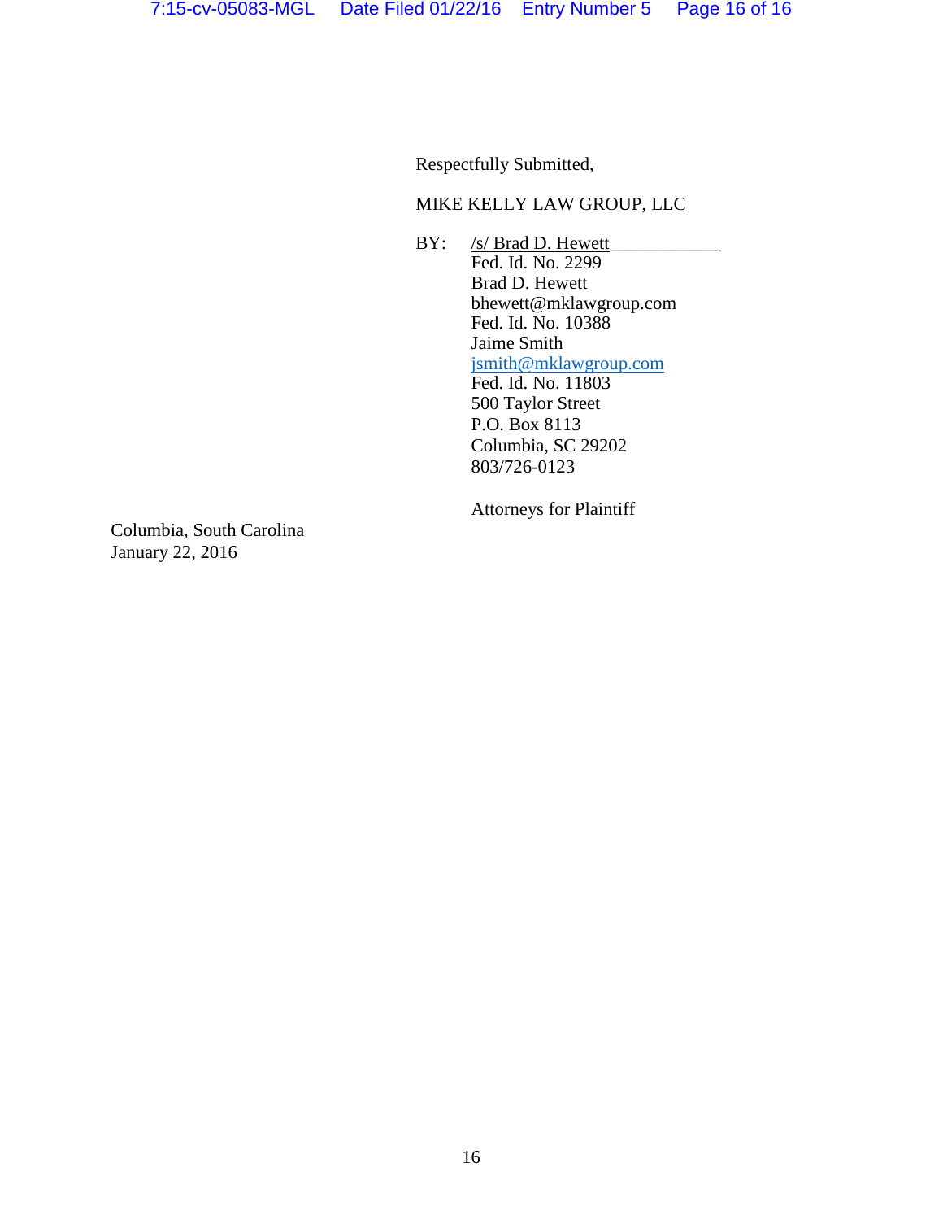Respectfully Submitted,

MIKE KELLY LAW GROUP, LLC

BY: /s/ Brad D. Hewett____________
Fed. Id. No. 2299
Brad D. Hewett
bhewett@mklawgroup.com
Fed. Id. No. 10388
Jaime Smith
jsmith@mklawgroup.com
Fed. Id. No. 11803
500 Taylor Street
P.O. Box 8113
Columbia, SC 29202
803/726-0123

Attorneys for Plaintiff

Columbia, South Carolina
January 22, 2016